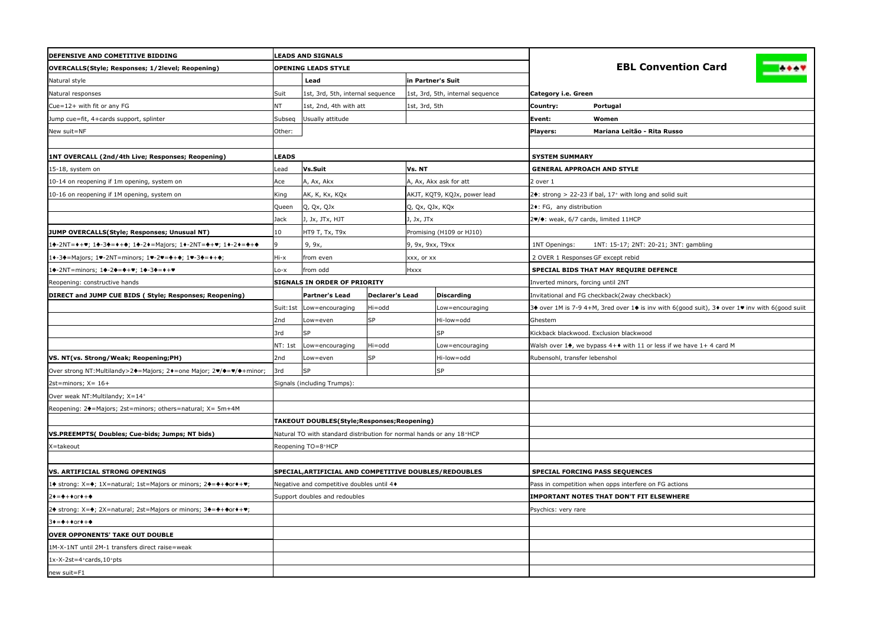# EBL Convention Card

**Category i.e. Green**

**Country:** Portugal

**Event:** Women

**Players:** Mariana Leitão - Rita Russo

## DEFENSIVE AND COMETITIVE BIDDING

### OVERCALLS(Style; Responses; 1/2level; Reopening)

Natural style

Natural responses

Cue=12+ with fit or any FG

Jump cue=fit, 4+cards support, splinter

New suit=NF

### 1NT OVERCALL (2nd/4th Live; Responses; Reopening)

15-18, system on

10-14 on reopening if 1m opening, system on

10-16 on reopening if 1M opening, system on

### JUMP OVERCALLS(Style; Responses; Unusual NT)

1♣-2NT=♦+♥; 1♣-3♣=♦+♠; 1♣-2♦=Majors; 1♦-2NT=♣+♥; 1♦-2♦=♣+♠

1♦-3♦=Majors; 1♥-2NT=minors; 1♥-2♥=♠+♣; 1♥-3♥=♦+♠;

1♠-2NT=minors; 1♠-2♠=♣+♥; 1♠-3♠=♦+♥

Reopening: constructive hands

### DIRECT and JUMP CUE BIDS ( Style; Responses; Reopening)

### VS. NT(vs. Strong/Weak; Reopening;PH)

Over strong NT:Multilandy>2♣=Majors; 2♦=one Major; 2♥/♠=♥/♠+minor;

2st=minors; X= 16+

Over weak NT:Multilandy; X=14+

Reopening: 2♣=Majors; 2st=minors; others=natural; X= 5m+4M

### VS.PREEMPTS( Doubles; Cue-bids; Jumps; NT bids)

X=takeout

### VS. ARTIFICIAL STRONG OPENINGS

1♣ strong: X=♠; 1X=natural; 1st=Majors or minors; 2♣=♣+♠or♦+♥;

2♦=♣+♦or♦+♠

2♣ strong: X=♠; 2X=natural; 2st=Majors or minors; 3♣=♣+♠or♦+♥;

3♦=♣+♦or♦+♠

### OVER OPPONENTS' TAKE OUT DOUBLE

1M-X-1NT until 2M-1 transfers direct raise=weak

1x-X-2st=4+cards,10+pts

new suit=F1

## LEADS AND SIGNALS

### OPENING LEADS STYLE

| | Lead | in Partner's Suit |
|---|---|---|
| Suit | 1st, 3rd, 5th, internal sequence | 1st, 3rd, 5th, internal sequence |
| NT | 1st, 2nd, 4th with att | 1st, 3rd, 5th |
| Subseq | Usually attitude | |
| Other: | | |

### LEADS

| Lead | Vs.Suit | Vs. NT |
|---|---|---|
| Ace | A, Ax, Akx | A, Ax, Akx ask for att |
| King | AK, K, Kx, KQx | AKJT, KQT9, KQJx, power lead |
| Queen | Q, Qx, QJx | Q, Qx, QJx, KQx |
| Jack | J, Jx, JTx, HJT | J, Jx, JTx |
| 10 | HT9 T, Tx, T9x | Promising (H109 or HJ10) |
| 9 | 9, 9x, | 9, 9x, 9xx, T9xx |
| Hi-x | from even | xxx, or xx |
| Lo-x | from odd | Hxxx |

### SIGNALS IN ORDER OF PRIORITY

| | | Partner's Lead | Declarer's Lead | Discarding |
|---|---|---|---|---|
| Suit: | 1st | Low=encouraging | Hi=odd | Low=encouraging |
| | 2nd | Low=even | SP | Hi-low=odd |
| | 3rd | SP | | SP |
| NT: | 1st | Low=encouraging | Hi=odd | Low=encouraging |
| | 2nd | Low=even | SP | Hi-low=odd |
| | 3rd | SP | | SP |

Signals (including Trumps):

### TAKEOUT DOUBLES(Style;Responses;Reopening)

Natural TO with standard distribution for normal hands or any 18+HCP

Reopening TO=8+HCP

### SPECIAL,ARTIFICIAL AND COMPETITIVE DOUBLES/REDOUBLES

Negative and competitive doubles until 4♦

Support doubles and redoubles

## SYSTEM SUMMARY

### GENERAL APPROACH AND STYLE

2 over 1

2♣: strong > 22-23 if bal, 17+ with long and solid suit

2♦: FG, any distribution

2♥/♠: weak, 6/7 cards, limited 11HCP

1NT Openings: 1NT: 15-17; 2NT: 20-21; 3NT: gambling

2 OVER 1 Responses GF except rebid

### SPECIAL BIDS THAT MAY REQUIRE DEFENCE

Inverted minors, forcing until 2NT

Invitational and FG checkback(2way checkback)

3♣ over 1M is 7-9 4+M, 3rd over 1♠ is inv with 6(good suit), 3♦ over 1♥ inv with 6(good suiit

Ghestem

Kickback blackwood. Exclusion blackwood

Walsh over 1♣, we bypass 4+♦ with 11 or less if we have 1+ 4 card M

Rubensohl, transfer lebenshol

### SPECIAL FORCING PASS SEQUENCES

Pass in competition when opps interfere on FG actions

### IMPORTANT NOTES THAT DON'T FIT ELSEWHERE

Psychics: very rare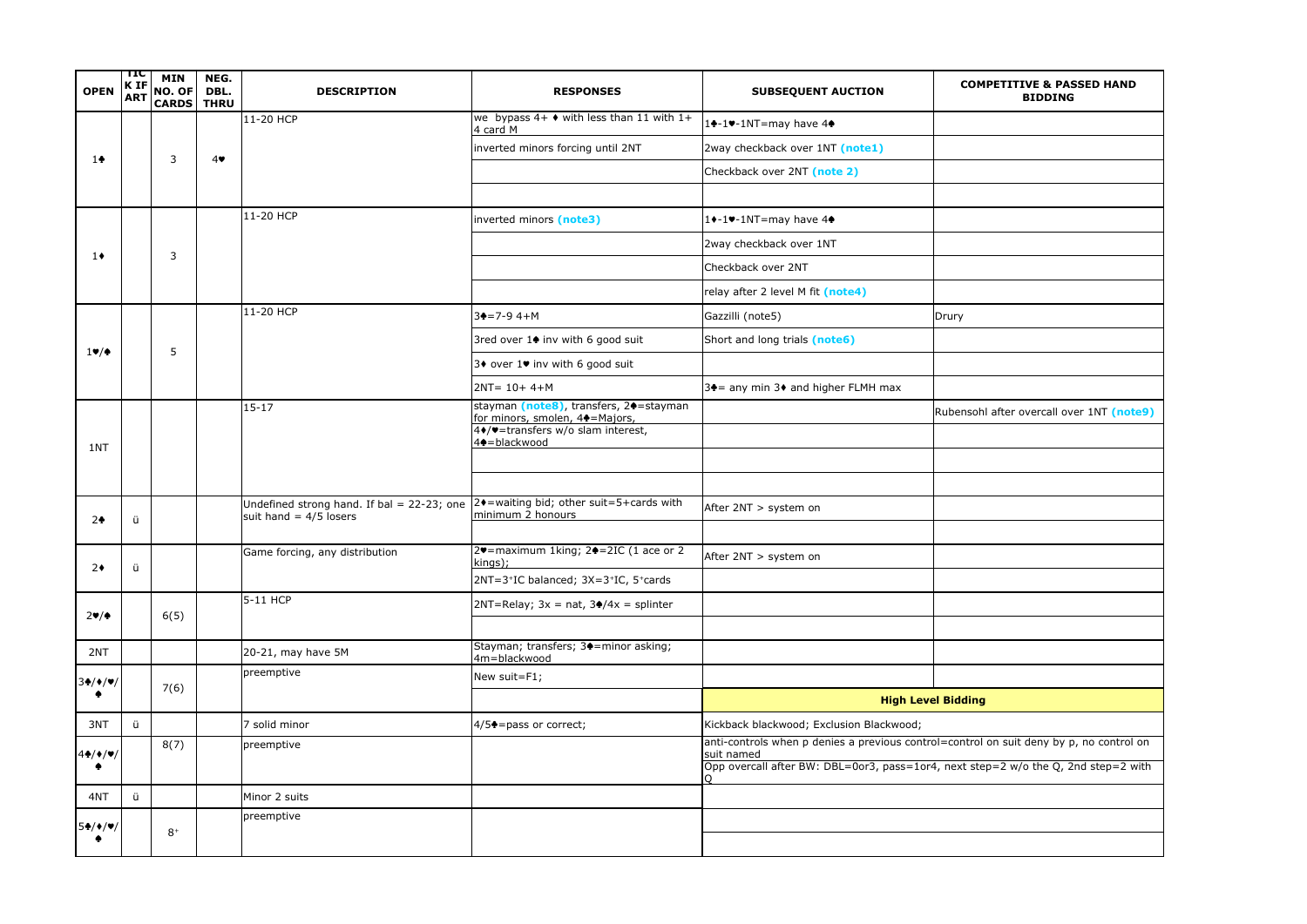| OPEN | TIC K IF ART | MIN NO. OF CARDS | NEG. DBL. THRU | DESCRIPTION | RESPONSES | SUBSEQUENT AUCTION | COMPETITIVE & PASSED HAND BIDDING |
|---|---|---|---|---|---|---|---|
| 1♣ | | 3 | 4♥ | 11-20 HCP | we bypass 4+ ♦ with less than 11 with 1+ 4 card M | 1♣-1♥-1NT=may have 4♠ | |
| | | | | | inverted minors forcing until 2NT | 2way checkback over 1NT (note1) | |
| | | | | | | Checkback over 2NT (note 2) | |
| | | | | | | | |
| 1♦ | | 3 | | 11-20 HCP | inverted minors (note3) | 1♦-1♥-1NT=may have 4♠ | |
| | | | | | | 2way checkback over 1NT | |
| | | | | | | Checkback over 2NT | |
| | | | | | | relay after 2 level M fit (note4) | |
| 1♥/♠ | | 5 | | 11-20 HCP | 3♣=7-9 4+M | Gazzilli (note5) | Drury |
| | | | | | 3red over 1♠ inv with 6 good suit | Short and long trials (note6) | |
| | | | | | 3♦ over 1♥ inv with 6 good suit | | |
| | | | | | 2NT= 10+ 4+M | 3♣= any min 3♦ and higher FLMH max | |
| 1NT | | | | 15-17 | stayman (note8), transfers, 2♠=stayman for minors, smolen, 4♣=Majors, | | Rubensohl after overcall over 1NT (note9) |
| | | | | | 4♦/♥=transfers w/o slam interest, 4♠=blackwood | | |
| | | | | | | | |
| | | | | | | | |
| 2♣ | ü | | | Undefined strong hand. If bal = 22-23; one suit hand = 4/5 losers | 2♦=waiting bid; other suit=5+cards with minimum 2 honours | After 2NT > system on | |
| | | | | | | | |
| 2♦ | ü | | | Game forcing, any distribution | 2♥=maximum 1king; 2♠=2IC (1 ace or 2 kings); | After 2NT > system on | |
| | | | | | 2NT=3+IC balanced; 3X=3+IC, 5+cards | | |
| 2♥/♠ | | 6(5) | | 5-11 HCP | 2NT=Relay; 3x = nat, 3♠/4x = splinter | | |
| | | | | | | | |
| 2NT | | | | 20-21, may have 5M | Stayman; transfers; 3♠=minor asking; 4m=blackwood | | |
| 3♣/♦/♥/♠ | | 7(6) | | preemptive | New suit=F1; | | |
| | | | | | | **High Level Bidding** | |
| 3NT | ü | | | 7 solid minor | 4/5♣=pass or correct; | Kickback blackwood; Exclusion Blackwood; | |
| 4♣/♦/♥/♠ | | 8(7) | | preemptive | | anti-controls when p denies a previous control=control on suit deny by p, no control on suit named | |
| | | | | | | Opp overcall after BW: DBL=0or3, pass=1or4, next step=2 w/o the Q, 2nd step=2 with Q | |
| 4NT | ü | | | Minor 2 suits | | | |
| 5♣/♦/♥/♠ | | 8+ | | preemptive | | | |
| | | | | | | | |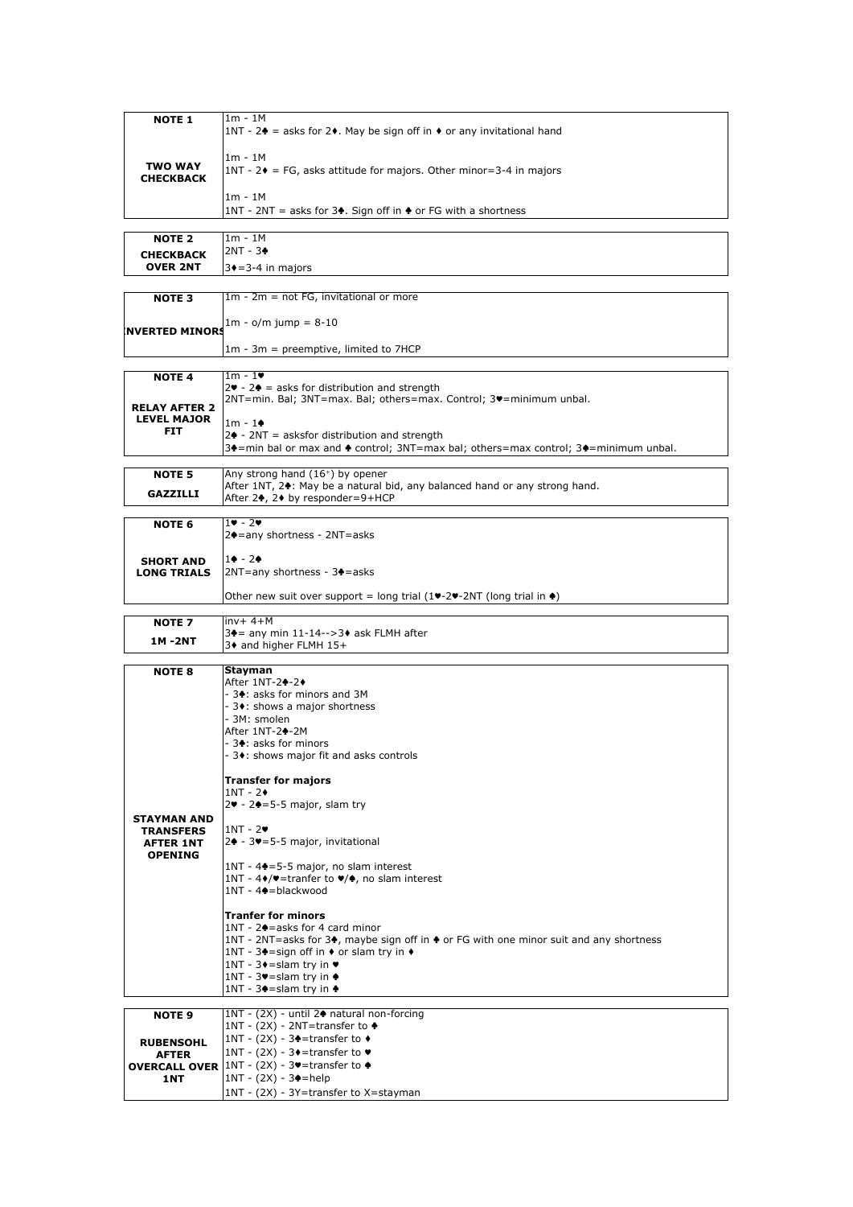| | |
|---|---|
| **NOTE 1**<br><br>**TWO WAY CHECKBACK** | 1m - 1M<br>1NT - 2♣ = asks for 2♦. May be sign off in ♦ or any invitational hand<br><br>1m - 1M<br>1NT - 2♦ = FG, asks attitude for majors. Other minor=3-4 in majors<br><br>1m - 1M<br>1NT - 2NT = asks for 3♣. Sign off in ♣ or FG with a shortness |

| | |
|---|---|
| **NOTE 2**<br><br>**CHECKBACK OVER 2NT** | 1m - 1M<br>2NT - 3♣<br>3♦=3-4 in majors |

| | |
|---|---|
| **NOTE 3**<br><br>**INVERTED MINORS** | 1m - 2m = not FG, invitational or more<br><br>1m - o/m jump = 8-10<br><br>1m - 3m = preemptive, limited to 7HCP |

| | |
|---|---|
| **NOTE 4**<br><br>**RELAY AFTER 2 LEVEL MAJOR FIT** | 1m - 1♥<br>2♥ - 2♠ = asks for distribution and strength<br>2NT=min. Bal; 3NT=max. Bal; others=max. Control; 3♥=minimum unbal.<br><br>1m - 1♠<br>2♠ - 2NT = asksfor distribution and strength<br>3♣=min bal or max and ♣ control; 3NT=max bal; others=max control; 3♠=minimum unbal. |

| | |
|---|---|
| **NOTE 5**<br><br>**GAZZILLI** | Any strong hand (16+) by opener<br>After 1NT, 2♣: May be a natural bid, any balanced hand or any strong hand.<br>After 2♣, 2♦ by responder=9+HCP |

| | |
|---|---|
| **NOTE 6**<br><br>**SHORT AND LONG TRIALS** | 1♥ - 2♥<br>2♠=any shortness - 2NT=asks<br><br>1♠ - 2♠<br>2NT=any shortness - 3♣=asks<br><br>Other new suit over support = long trial (1♥-2♥-2NT (long trial in ♠) |

| | |
|---|---|
| **NOTE 7**<br><br>**1M -2NT** | inv+ 4+M<br>3♣= any min 11-14-->3♦ ask FLMH after<br>3♦ and higher FLMH 15+ |

| | |
|---|---|
| **NOTE 8**<br><br>**STAYMAN AND TRANSFERS AFTER 1NT OPENING** | **Stayman**<br>After 1NT-2♣-2♦<br>- 3♣: asks for minors and 3M<br>- 3♦: shows a major shortness<br>- 3M: smolen<br>After 1NT-2♣-2M<br>- 3♣: asks for minors<br>- 3♦: shows major fit and asks controls<br><br>**Transfer for majors**<br>1NT - 2♦<br>2♥ - 2♠=5-5 major, slam try<br><br>1NT - 2♥<br>2♠ - 3♥=5-5 major, invitational<br><br>1NT - 4♣=5-5 major, no slam interest<br>1NT - 4♦/♥=tranfer to ♥/♠, no slam interest<br>1NT - 4♠=blackwood<br><br>**Tranfer for minors**<br>1NT - 2♠=asks for 4 card minor<br>1NT - 2NT=asks for 3♣, maybe sign off in ♣ or FG with one minor suit and any shortness<br>1NT - 3♣=sign off in ♦ or slam try in ♦<br>1NT - 3♦=slam try in ♥<br>1NT - 3♥=slam try in ♠<br>1NT - 3♠=slam try in ♣ |

| | |
|---|---|
| **NOTE 9**<br><br>**RUBENSOHL AFTER OVERCALL OVER 1NT** | 1NT - (2X) - until 2♠ natural non-forcing<br>1NT - (2X) - 2NT=transfer to ♣<br>1NT - (2X) - 3♣=transfer to ♦<br>1NT - (2X) - 3♦=transfer to ♥<br>1NT - (2X) - 3♥=transfer to ♠<br>1NT - (2X) - 3♠=help<br>1NT - (2X) - 3Y=transfer to X=stayman |